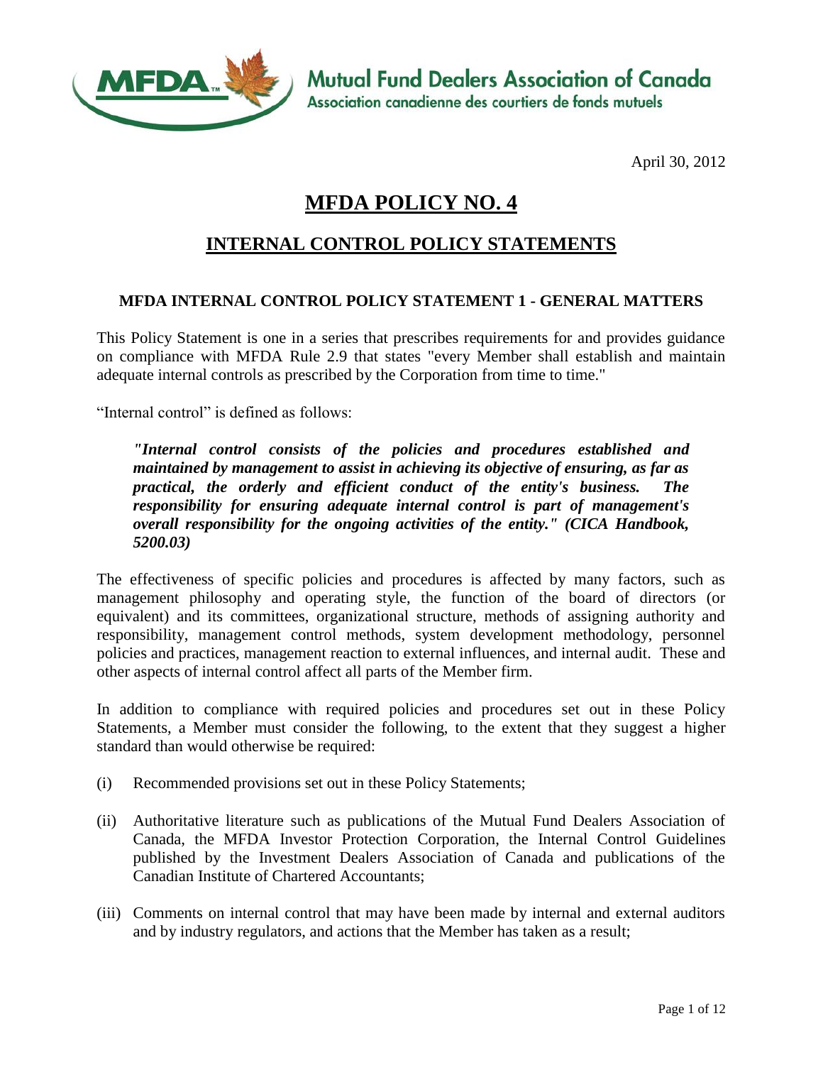Mutual Fund Dealers Association of Canada
Association canadienne des courtiers de fonds mutuels

April 30, 2012

# MFDA POLICY NO. 4

## INTERNAL CONTROL POLICY STATEMENTS

### MFDA INTERNAL CONTROL POLICY STATEMENT 1 - GENERAL MATTERS

This Policy Statement is one in a series that prescribes requirements for and provides guidance on compliance with MFDA Rule 2.9 that states "every Member shall establish and maintain adequate internal controls as prescribed by the Corporation from time to time."

"Internal control" is defined as follows:

> ***"Internal control consists of the policies and procedures established and maintained by management to assist in achieving its objective of ensuring, as far as practical, the orderly and efficient conduct of the entity's business. The responsibility for ensuring adequate internal control is part of management's overall responsibility for the ongoing activities of the entity." (CICA Handbook, 5200.03)***

The effectiveness of specific policies and procedures is affected by many factors, such as management philosophy and operating style, the function of the board of directors (or equivalent) and its committees, organizational structure, methods of assigning authority and responsibility, management control methods, system development methodology, personnel policies and practices, management reaction to external influences, and internal audit. These and other aspects of internal control affect all parts of the Member firm.

In addition to compliance with required policies and procedures set out in these Policy Statements, a Member must consider the following, to the extent that they suggest a higher standard than would otherwise be required:

(i) Recommended provisions set out in these Policy Statements;

(ii) Authoritative literature such as publications of the Mutual Fund Dealers Association of Canada, the MFDA Investor Protection Corporation, the Internal Control Guidelines published by the Investment Dealers Association of Canada and publications of the Canadian Institute of Chartered Accountants;

(iii) Comments on internal control that may have been made by internal and external auditors and by industry regulators, and actions that the Member has taken as a result;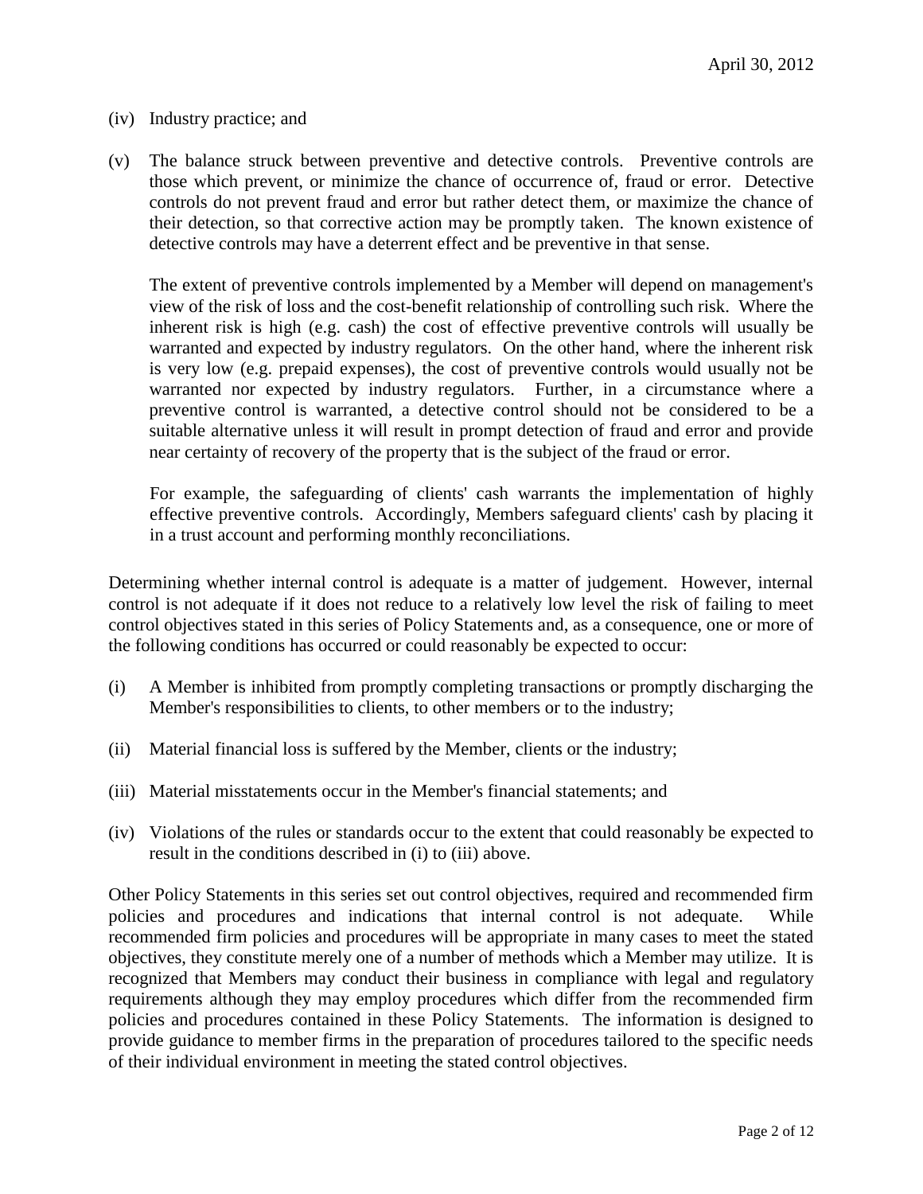(iv) Industry practice; and

(v) The balance struck between preventive and detective controls. Preventive controls are those which prevent, or minimize the chance of occurrence of, fraud or error. Detective controls do not prevent fraud and error but rather detect them, or maximize the chance of their detection, so that corrective action may be promptly taken. The known existence of detective controls may have a deterrent effect and be preventive in that sense.

    The extent of preventive controls implemented by a Member will depend on management's view of the risk of loss and the cost-benefit relationship of controlling such risk. Where the inherent risk is high (e.g. cash) the cost of effective preventive controls will usually be warranted and expected by industry regulators. On the other hand, where the inherent risk is very low (e.g. prepaid expenses), the cost of preventive controls would usually not be warranted nor expected by industry regulators. Further, in a circumstance where a preventive control is warranted, a detective control should not be considered to be a suitable alternative unless it will result in prompt detection of fraud and error and provide near certainty of recovery of the property that is the subject of the fraud or error.

    For example, the safeguarding of clients' cash warrants the implementation of highly effective preventive controls. Accordingly, Members safeguard clients' cash by placing it in a trust account and performing monthly reconciliations.

Determining whether internal control is adequate is a matter of judgement. However, internal control is not adequate if it does not reduce to a relatively low level the risk of failing to meet control objectives stated in this series of Policy Statements and, as a consequence, one or more of the following conditions has occurred or could reasonably be expected to occur:

(i) A Member is inhibited from promptly completing transactions or promptly discharging the Member's responsibilities to clients, to other members or to the industry;

(ii) Material financial loss is suffered by the Member, clients or the industry;

(iii) Material misstatements occur in the Member's financial statements; and

(iv) Violations of the rules or standards occur to the extent that could reasonably be expected to result in the conditions described in (i) to (iii) above.

Other Policy Statements in this series set out control objectives, required and recommended firm policies and procedures and indications that internal control is not adequate. While recommended firm policies and procedures will be appropriate in many cases to meet the stated objectives, they constitute merely one of a number of methods which a Member may utilize. It is recognized that Members may conduct their business in compliance with legal and regulatory requirements although they may employ procedures which differ from the recommended firm policies and procedures contained in these Policy Statements. The information is designed to provide guidance to member firms in the preparation of procedures tailored to the specific needs of their individual environment in meeting the stated control objectives.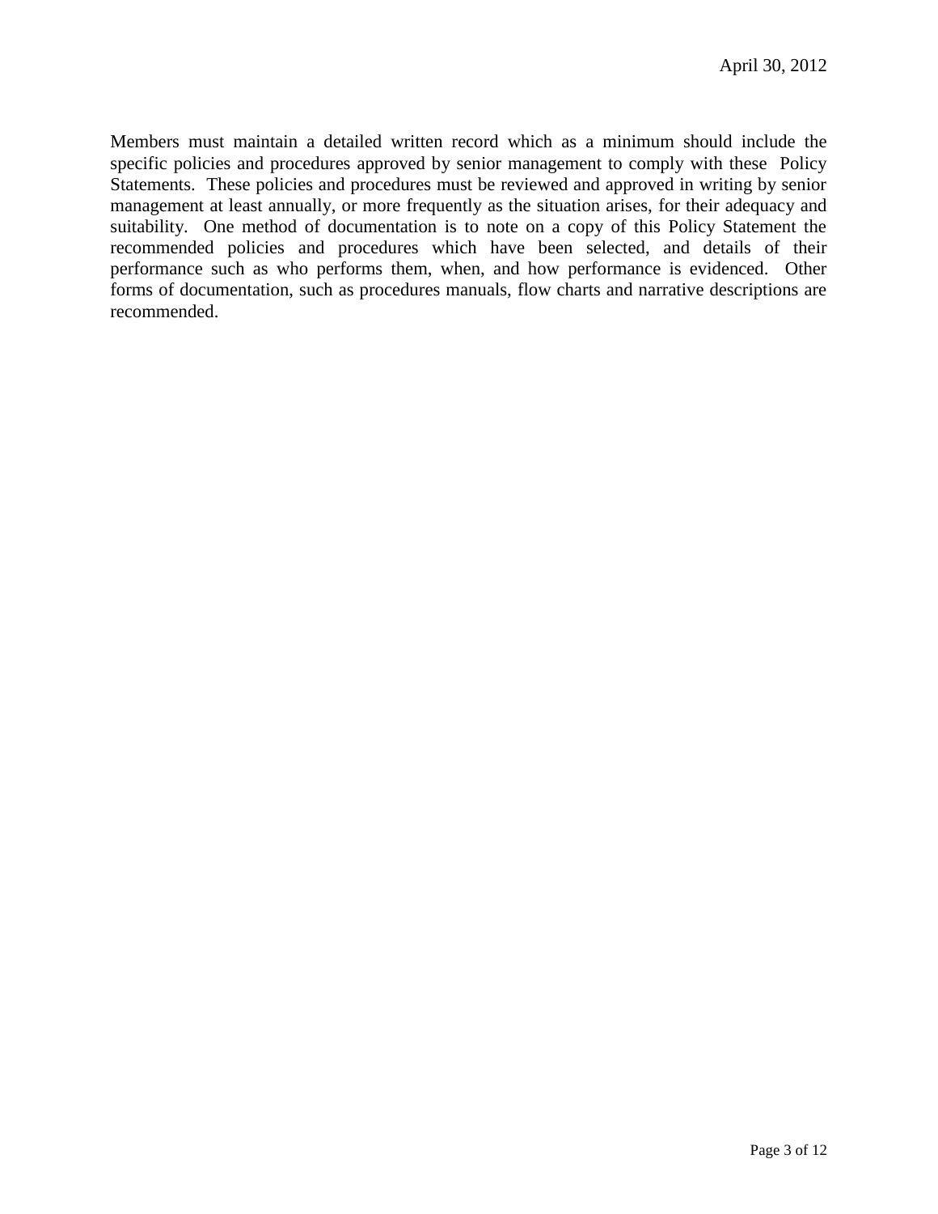Members must maintain a detailed written record which as a minimum should include the specific policies and procedures approved by senior management to comply with these Policy Statements. These policies and procedures must be reviewed and approved in writing by senior management at least annually, or more frequently as the situation arises, for their adequacy and suitability. One method of documentation is to note on a copy of this Policy Statement the recommended policies and procedures which have been selected, and details of their performance such as who performs them, when, and how performance is evidenced. Other forms of documentation, such as procedures manuals, flow charts and narrative descriptions are recommended.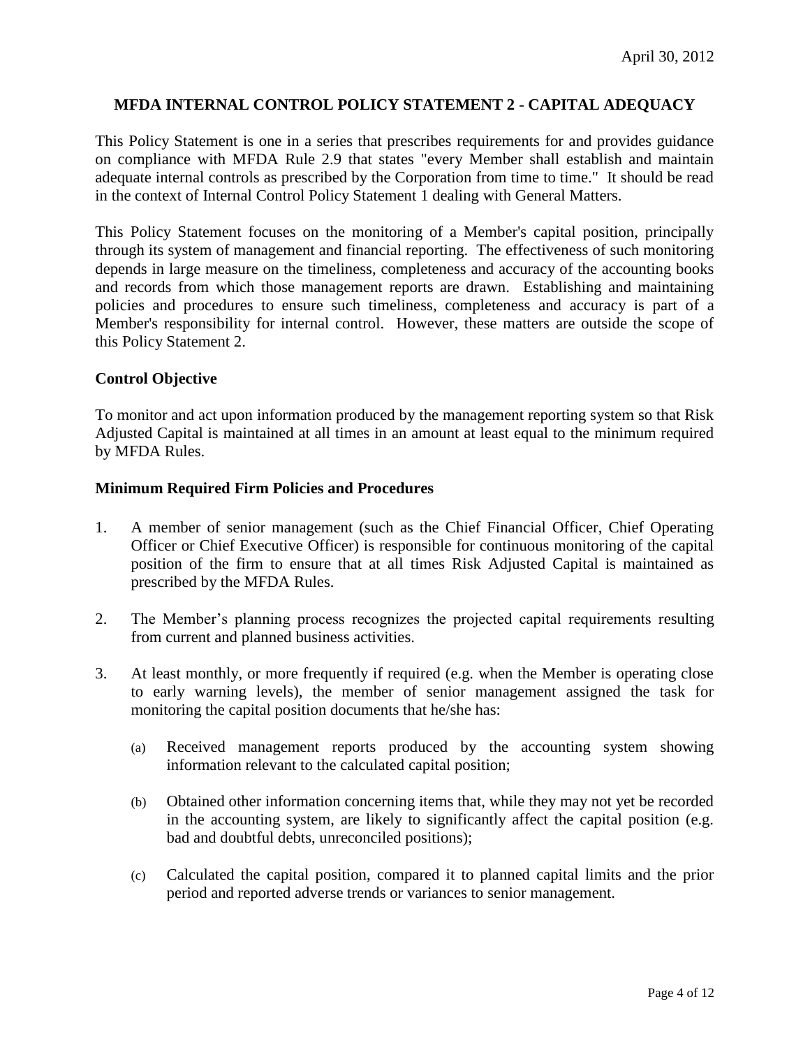April 30, 2012

## MFDA INTERNAL CONTROL POLICY STATEMENT 2 - CAPITAL ADEQUACY

This Policy Statement is one in a series that prescribes requirements for and provides guidance on compliance with MFDA Rule 2.9 that states "every Member shall establish and maintain adequate internal controls as prescribed by the Corporation from time to time." It should be read in the context of Internal Control Policy Statement 1 dealing with General Matters.

This Policy Statement focuses on the monitoring of a Member's capital position, principally through its system of management and financial reporting. The effectiveness of such monitoring depends in large measure on the timeliness, completeness and accuracy of the accounting books and records from which those management reports are drawn. Establishing and maintaining policies and procedures to ensure such timeliness, completeness and accuracy is part of a Member's responsibility for internal control. However, these matters are outside the scope of this Policy Statement 2.

### Control Objective

To monitor and act upon information produced by the management reporting system so that Risk Adjusted Capital is maintained at all times in an amount at least equal to the minimum required by MFDA Rules.

### Minimum Required Firm Policies and Procedures

1. A member of senior management (such as the Chief Financial Officer, Chief Operating Officer or Chief Executive Officer) is responsible for continuous monitoring of the capital position of the firm to ensure that at all times Risk Adjusted Capital is maintained as prescribed by the MFDA Rules.

2. The Member's planning process recognizes the projected capital requirements resulting from current and planned business activities.

3. At least monthly, or more frequently if required (e.g. when the Member is operating close to early warning levels), the member of senior management assigned the task for monitoring the capital position documents that he/she has:

   (a) Received management reports produced by the accounting system showing information relevant to the calculated capital position;

   (b) Obtained other information concerning items that, while they may not yet be recorded in the accounting system, are likely to significantly affect the capital position (e.g. bad and doubtful debts, unreconciled positions);

   (c) Calculated the capital position, compared it to planned capital limits and the prior period and reported adverse trends or variances to senior management.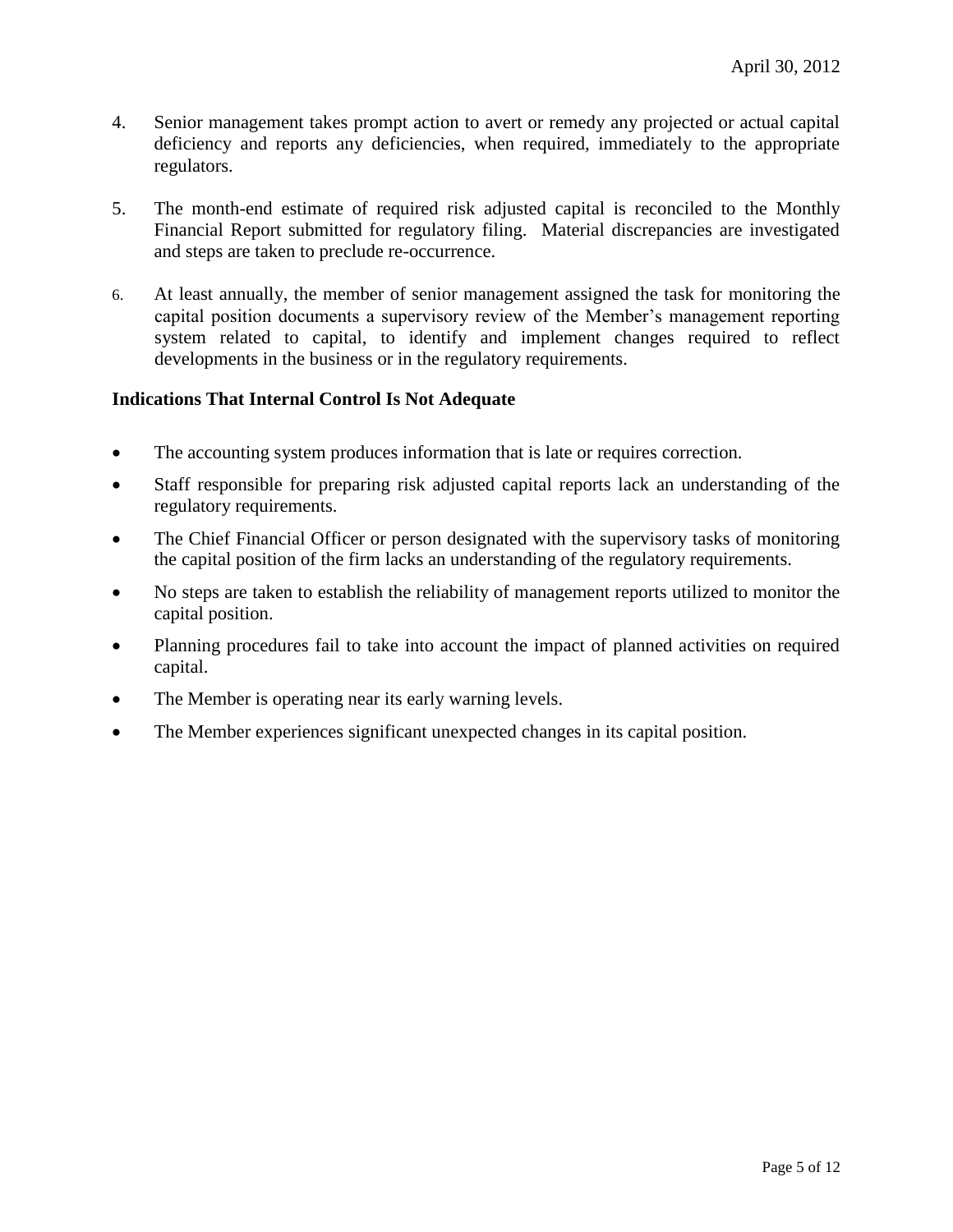4. Senior management takes prompt action to avert or remedy any projected or actual capital deficiency and reports any deficiencies, when required, immediately to the appropriate regulators.

5. The month-end estimate of required risk adjusted capital is reconciled to the Monthly Financial Report submitted for regulatory filing. Material discrepancies are investigated and steps are taken to preclude re-occurrence.

6. At least annually, the member of senior management assigned the task for monitoring the capital position documents a supervisory review of the Member's management reporting system related to capital, to identify and implement changes required to reflect developments in the business or in the regulatory requirements.

**Indications That Internal Control Is Not Adequate**

- The accounting system produces information that is late or requires correction.
- Staff responsible for preparing risk adjusted capital reports lack an understanding of the regulatory requirements.
- The Chief Financial Officer or person designated with the supervisory tasks of monitoring the capital position of the firm lacks an understanding of the regulatory requirements.
- No steps are taken to establish the reliability of management reports utilized to monitor the capital position.
- Planning procedures fail to take into account the impact of planned activities on required capital.
- The Member is operating near its early warning levels.
- The Member experiences significant unexpected changes in its capital position.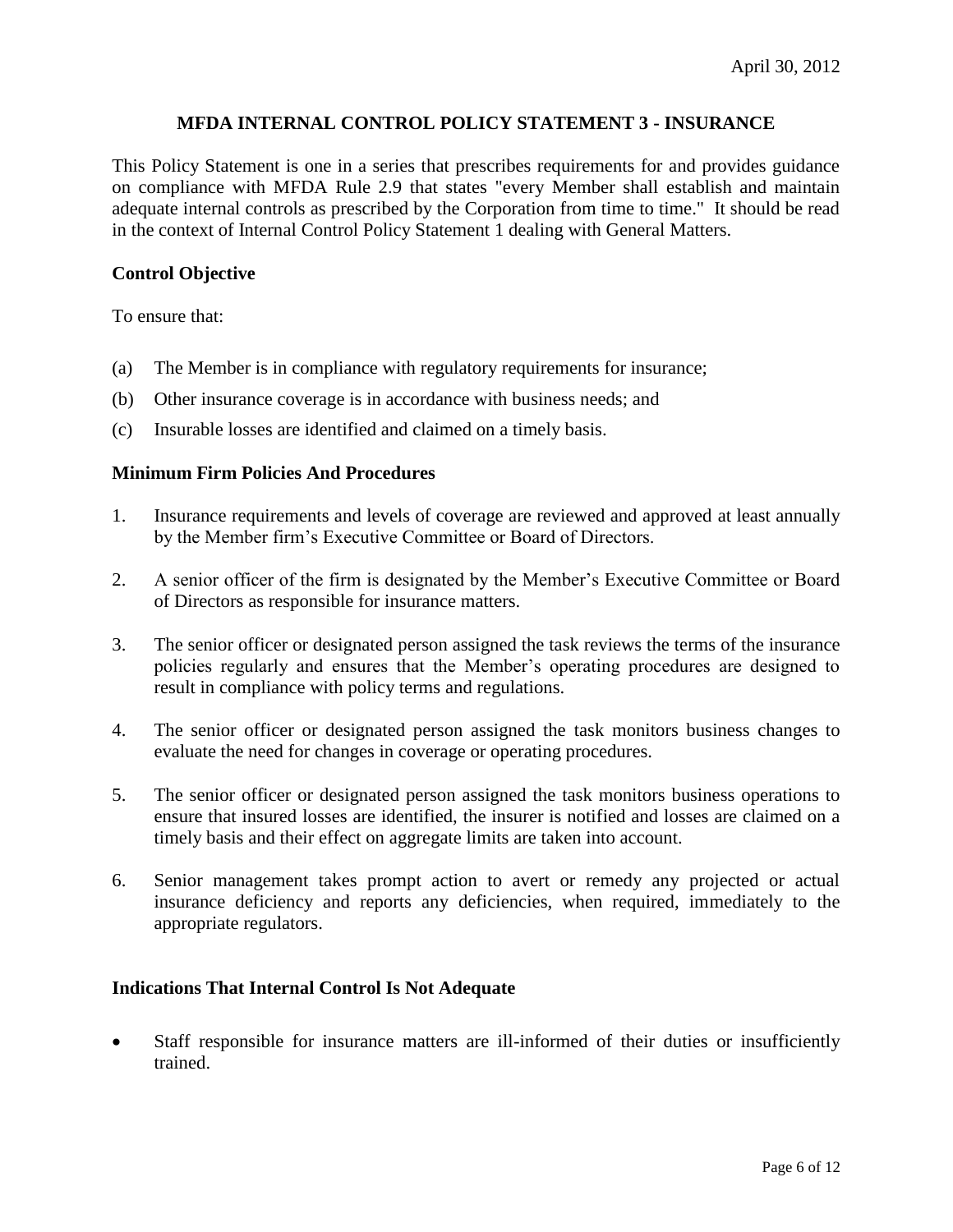April 30, 2012

## MFDA INTERNAL CONTROL POLICY STATEMENT 3 - INSURANCE

This Policy Statement is one in a series that prescribes requirements for and provides guidance on compliance with MFDA Rule 2.9 that states "every Member shall establish and maintain adequate internal controls as prescribed by the Corporation from time to time." It should be read in the context of Internal Control Policy Statement 1 dealing with General Matters.

### Control Objective

To ensure that:

(a) The Member is in compliance with regulatory requirements for insurance;

(b) Other insurance coverage is in accordance with business needs; and

(c) Insurable losses are identified and claimed on a timely basis.

### Minimum Firm Policies And Procedures

1. Insurance requirements and levels of coverage are reviewed and approved at least annually by the Member firm's Executive Committee or Board of Directors.

2. A senior officer of the firm is designated by the Member's Executive Committee or Board of Directors as responsible for insurance matters.

3. The senior officer or designated person assigned the task reviews the terms of the insurance policies regularly and ensures that the Member's operating procedures are designed to result in compliance with policy terms and regulations.

4. The senior officer or designated person assigned the task monitors business changes to evaluate the need for changes in coverage or operating procedures.

5. The senior officer or designated person assigned the task monitors business operations to ensure that insured losses are identified, the insurer is notified and losses are claimed on a timely basis and their effect on aggregate limits are taken into account.

6. Senior management takes prompt action to avert or remedy any projected or actual insurance deficiency and reports any deficiencies, when required, immediately to the appropriate regulators.

### Indications That Internal Control Is Not Adequate

- Staff responsible for insurance matters are ill-informed of their duties or insufficiently trained.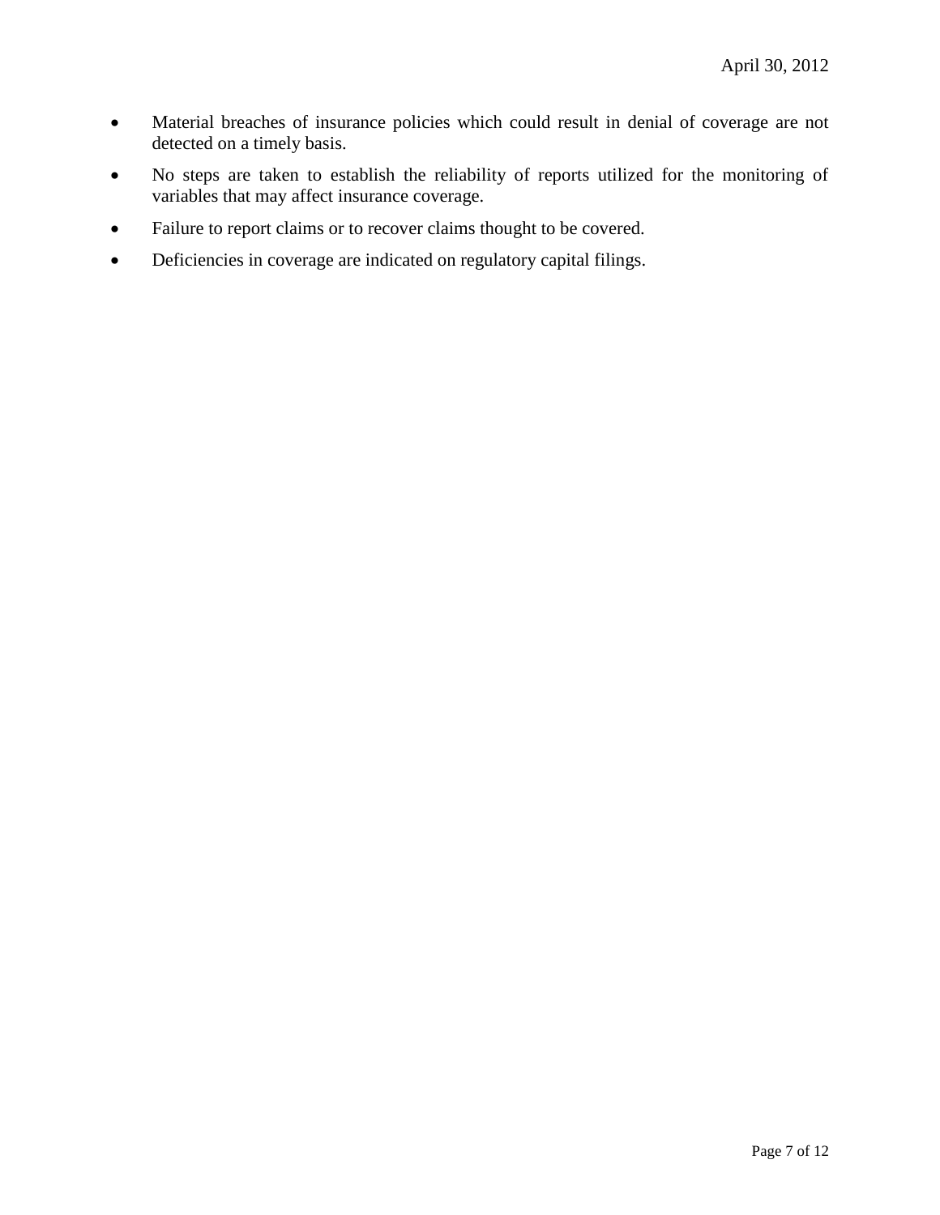- Material breaches of insurance policies which could result in denial of coverage are not detected on a timely basis.
- No steps are taken to establish the reliability of reports utilized for the monitoring of variables that may affect insurance coverage.
- Failure to report claims or to recover claims thought to be covered.
- Deficiencies in coverage are indicated on regulatory capital filings.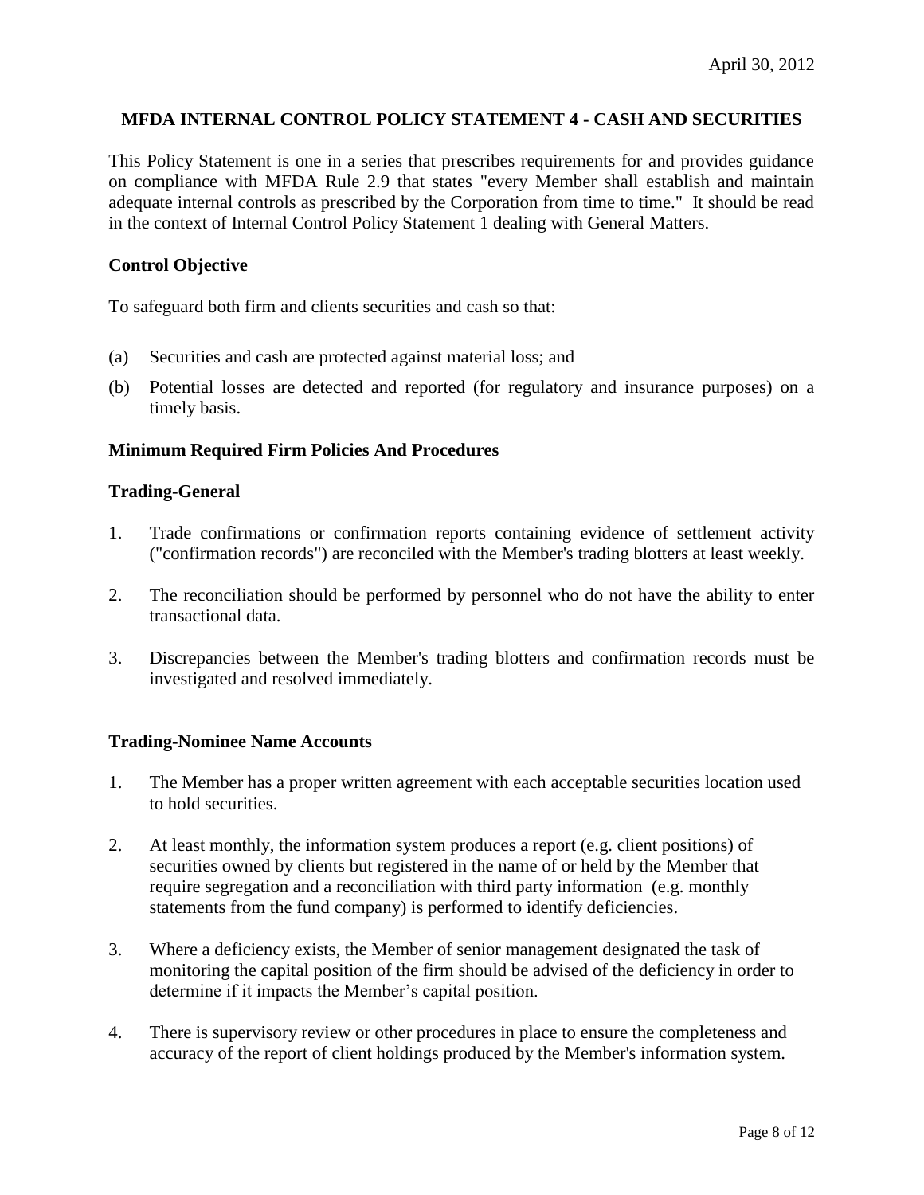April 30, 2012

## MFDA INTERNAL CONTROL POLICY STATEMENT 4 - CASH AND SECURITIES

This Policy Statement is one in a series that prescribes requirements for and provides guidance on compliance with MFDA Rule 2.9 that states "every Member shall establish and maintain adequate internal controls as prescribed by the Corporation from time to time." It should be read in the context of Internal Control Policy Statement 1 dealing with General Matters.

### Control Objective

To safeguard both firm and clients securities and cash so that:

(a) Securities and cash are protected against material loss; and

(b) Potential losses are detected and reported (for regulatory and insurance purposes) on a timely basis.

### Minimum Required Firm Policies And Procedures

### Trading-General

1. Trade confirmations or confirmation reports containing evidence of settlement activity ("confirmation records") are reconciled with the Member's trading blotters at least weekly.
2. The reconciliation should be performed by personnel who do not have the ability to enter transactional data.
3. Discrepancies between the Member's trading blotters and confirmation records must be investigated and resolved immediately.

### Trading-Nominee Name Accounts

1. The Member has a proper written agreement with each acceptable securities location used to hold securities.
2. At least monthly, the information system produces a report (e.g. client positions) of securities owned by clients but registered in the name of or held by the Member that require segregation and a reconciliation with third party information (e.g. monthly statements from the fund company) is performed to identify deficiencies.
3. Where a deficiency exists, the Member of senior management designated the task of monitoring the capital position of the firm should be advised of the deficiency in order to determine if it impacts the Member's capital position.
4. There is supervisory review or other procedures in place to ensure the completeness and accuracy of the report of client holdings produced by the Member's information system.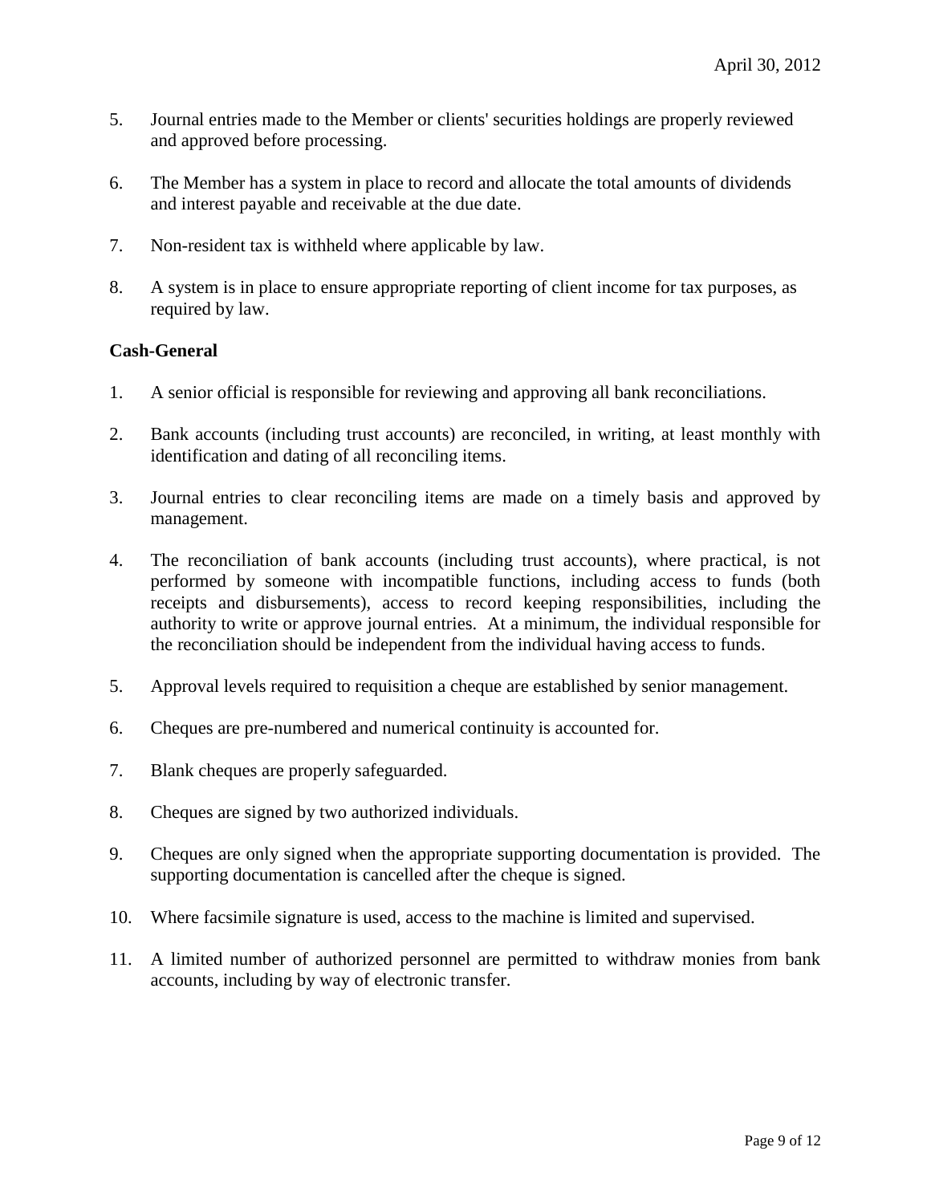5. Journal entries made to the Member or clients' securities holdings are properly reviewed and approved before processing.

6. The Member has a system in place to record and allocate the total amounts of dividends and interest payable and receivable at the due date.

7. Non-resident tax is withheld where applicable by law.

8. A system is in place to ensure appropriate reporting of client income for tax purposes, as required by law.

**Cash-General**

1. A senior official is responsible for reviewing and approving all bank reconciliations.

2. Bank accounts (including trust accounts) are reconciled, in writing, at least monthly with identification and dating of all reconciling items.

3. Journal entries to clear reconciling items are made on a timely basis and approved by management.

4. The reconciliation of bank accounts (including trust accounts), where practical, is not performed by someone with incompatible functions, including access to funds (both receipts and disbursements), access to record keeping responsibilities, including the authority to write or approve journal entries. At a minimum, the individual responsible for the reconciliation should be independent from the individual having access to funds.

5. Approval levels required to requisition a cheque are established by senior management.

6. Cheques are pre-numbered and numerical continuity is accounted for.

7. Blank cheques are properly safeguarded.

8. Cheques are signed by two authorized individuals.

9. Cheques are only signed when the appropriate supporting documentation is provided. The supporting documentation is cancelled after the cheque is signed.

10. Where facsimile signature is used, access to the machine is limited and supervised.

11. A limited number of authorized personnel are permitted to withdraw monies from bank accounts, including by way of electronic transfer.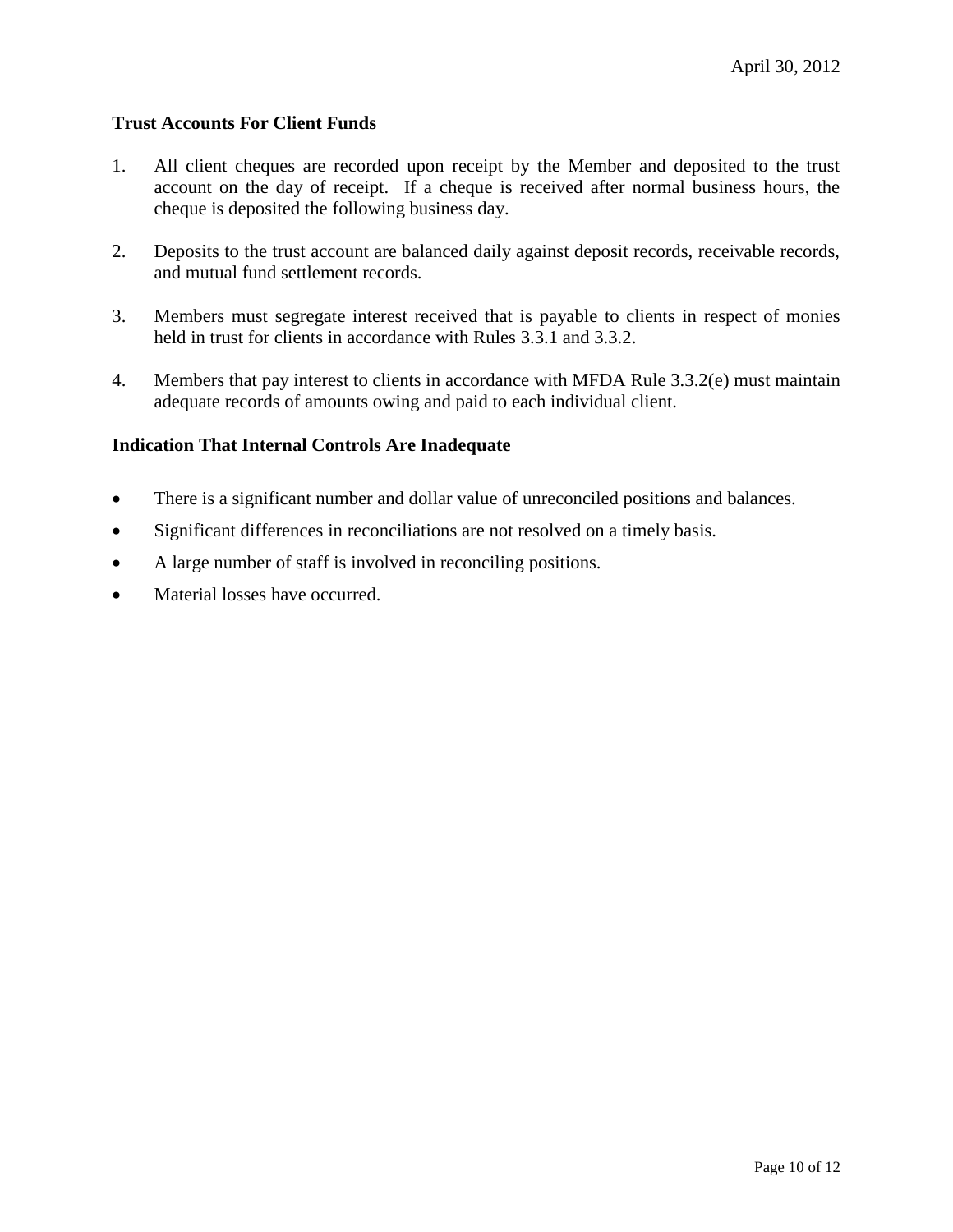### Trust Accounts For Client Funds

1. All client cheques are recorded upon receipt by the Member and deposited to the trust account on the day of receipt. If a cheque is received after normal business hours, the cheque is deposited the following business day.

2. Deposits to the trust account are balanced daily against deposit records, receivable records, and mutual fund settlement records.

3. Members must segregate interest received that is payable to clients in respect of monies held in trust for clients in accordance with Rules 3.3.1 and 3.3.2.

4. Members that pay interest to clients in accordance with MFDA Rule 3.3.2(e) must maintain adequate records of amounts owing and paid to each individual client.

### Indication That Internal Controls Are Inadequate

- There is a significant number and dollar value of unreconciled positions and balances.
- Significant differences in reconciliations are not resolved on a timely basis.
- A large number of staff is involved in reconciling positions.
- Material losses have occurred.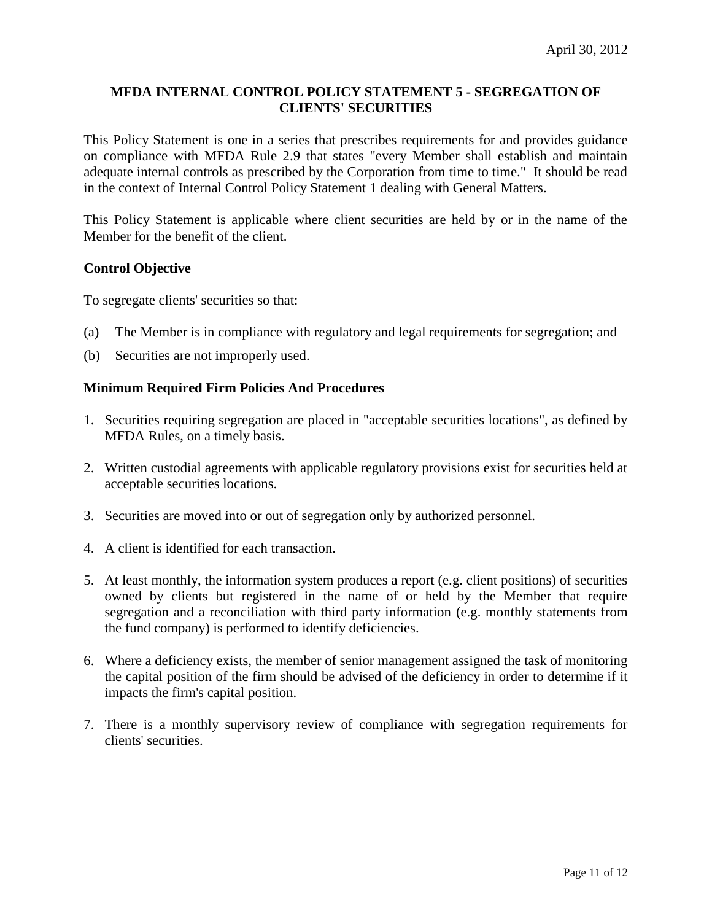April 30, 2012

## MFDA INTERNAL CONTROL POLICY STATEMENT 5 - SEGREGATION OF CLIENTS' SECURITIES

This Policy Statement is one in a series that prescribes requirements for and provides guidance on compliance with MFDA Rule 2.9 that states "every Member shall establish and maintain adequate internal controls as prescribed by the Corporation from time to time." It should be read in the context of Internal Control Policy Statement 1 dealing with General Matters.

This Policy Statement is applicable where client securities are held by or in the name of the Member for the benefit of the client.

### Control Objective

To segregate clients' securities so that:

(a) The Member is in compliance with regulatory and legal requirements for segregation; and

(b) Securities are not improperly used.

### Minimum Required Firm Policies And Procedures

1. Securities requiring segregation are placed in "acceptable securities locations", as defined by MFDA Rules, on a timely basis.

2. Written custodial agreements with applicable regulatory provisions exist for securities held at acceptable securities locations.

3. Securities are moved into or out of segregation only by authorized personnel.

4. A client is identified for each transaction.

5. At least monthly, the information system produces a report (e.g. client positions) of securities owned by clients but registered in the name of or held by the Member that require segregation and a reconciliation with third party information (e.g. monthly statements from the fund company) is performed to identify deficiencies.

6. Where a deficiency exists, the member of senior management assigned the task of monitoring the capital position of the firm should be advised of the deficiency in order to determine if it impacts the firm's capital position.

7. There is a monthly supervisory review of compliance with segregation requirements for clients' securities.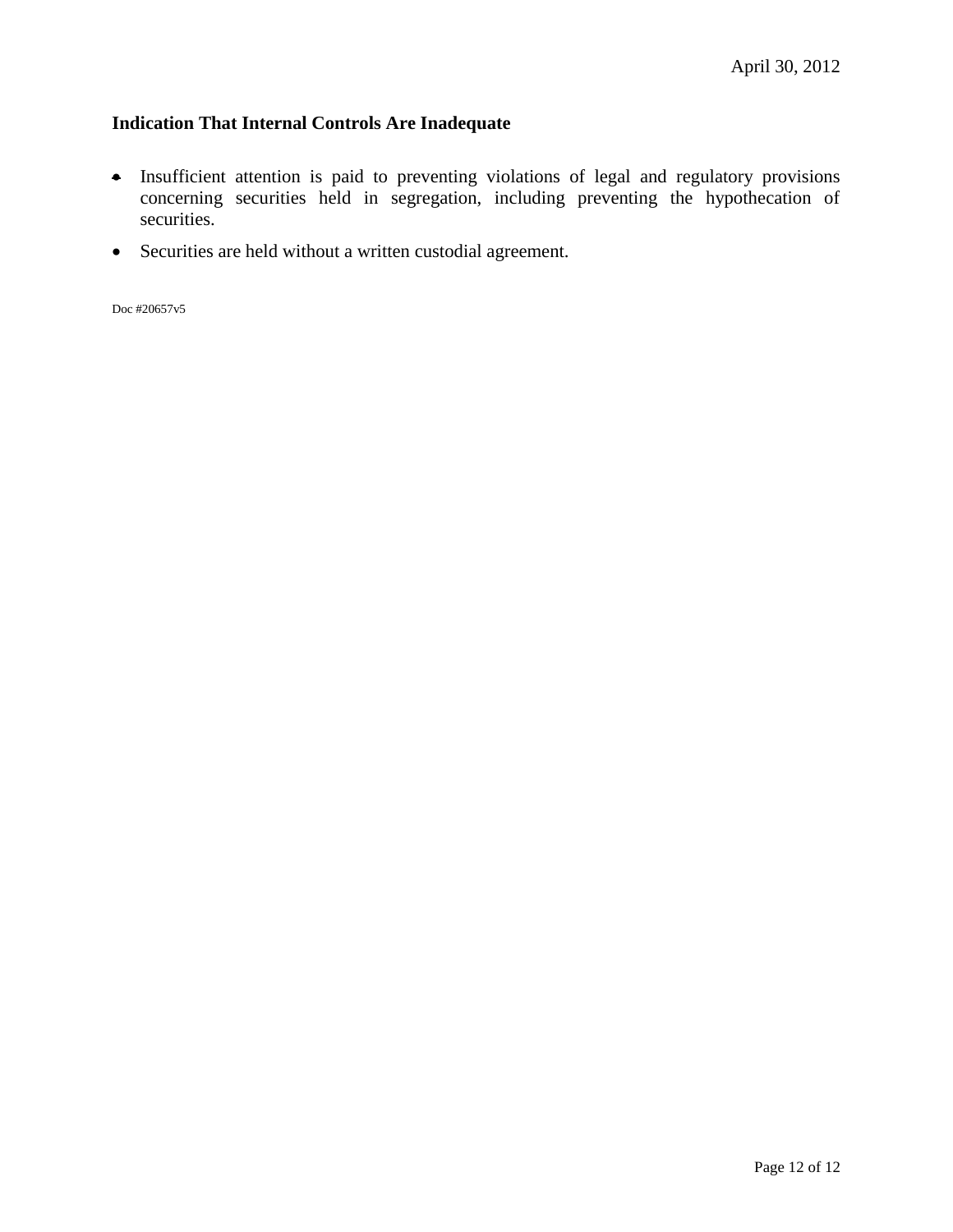**Indication That Internal Controls Are Inadequate**

- Insufficient attention is paid to preventing violations of legal and regulatory provisions concerning securities held in segregation, including preventing the hypothecation of securities.
- Securities are held without a written custodial agreement.

Doc #20657v5